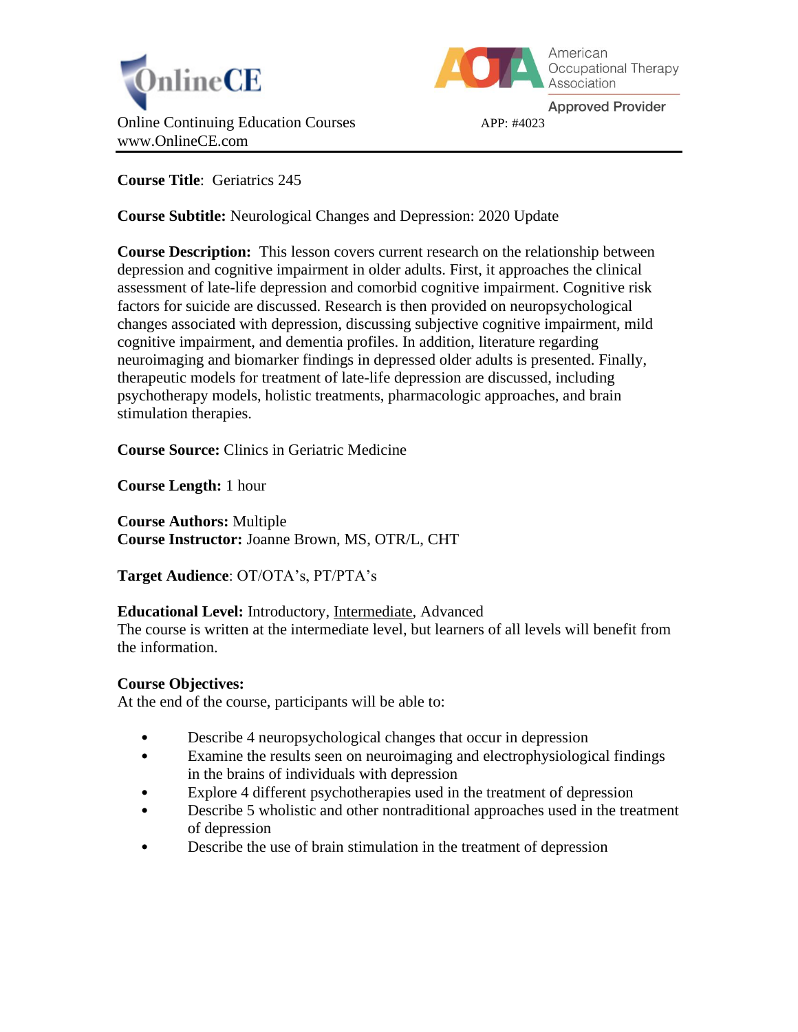OnlineCE

Online Continuing Education Courses
www.OnlineCE.com

American Occupational Therapy Association
Approved Provider
APP: #4023

---

**Course Title**: Geriatrics 245

**Course Subtitle:** Neurological Changes and Depression: 2020 Update

**Course Description:** This lesson covers current research on the relationship between depression and cognitive impairment in older adults. First, it approaches the clinical assessment of late-life depression and comorbid cognitive impairment. Cognitive risk factors for suicide are discussed. Research is then provided on neuropsychological changes associated with depression, discussing subjective cognitive impairment, mild cognitive impairment, and dementia profiles. In addition, literature regarding neuroimaging and biomarker findings in depressed older adults is presented. Finally, therapeutic models for treatment of late-life depression are discussed, including psychotherapy models, holistic treatments, pharmacologic approaches, and brain stimulation therapies.

**Course Source:** Clinics in Geriatric Medicine

**Course Length:** 1 hour

**Course Authors:** Multiple
**Course Instructor:** Joanne Brown, MS, OTR/L, CHT

**Target Audience**: OT/OTA's, PT/PTA's

**Educational Level:** Introductory, Intermediate, Advanced
The course is written at the intermediate level, but learners of all levels will benefit from the information.

**Course Objectives:**
At the end of the course, participants will be able to:

- Describe 4 neuropsychological changes that occur in depression
- Examine the results seen on neuroimaging and electrophysiological findings in the brains of individuals with depression
- Explore 4 different psychotherapies used in the treatment of depression
- Describe 5 wholistic and other nontraditional approaches used in the treatment of depression
- Describe the use of brain stimulation in the treatment of depression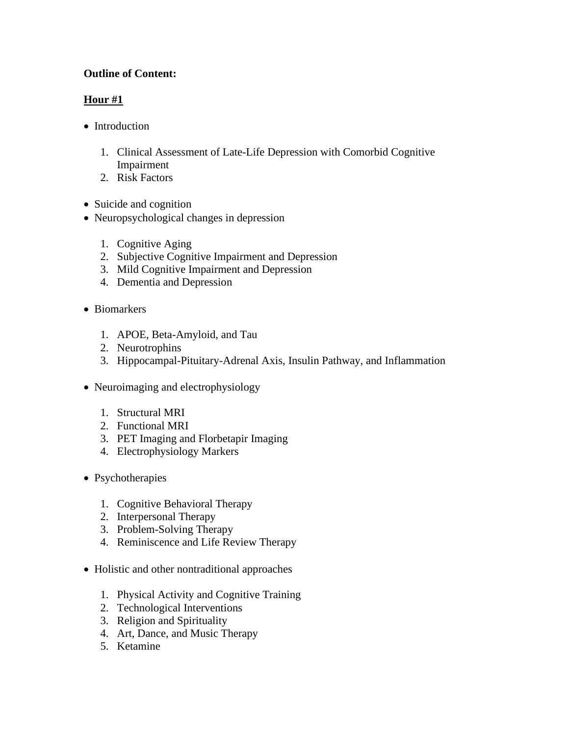**Outline of Content:**

**<u>Hour #1</u>**

- Introduction

  1. Clinical Assessment of Late-Life Depression with Comorbid Cognitive Impairment
  2. Risk Factors

- Suicide and cognition
- Neuropsychological changes in depression

  1. Cognitive Aging
  2. Subjective Cognitive Impairment and Depression
  3. Mild Cognitive Impairment and Depression
  4. Dementia and Depression

- Biomarkers

  1. APOE, Beta-Amyloid, and Tau
  2. Neurotrophins
  3. Hippocampal-Pituitary-Adrenal Axis, Insulin Pathway, and Inflammation

- Neuroimaging and electrophysiology

  1. Structural MRI
  2. Functional MRI
  3. PET Imaging and Florbetapir Imaging
  4. Electrophysiology Markers

- Psychotherapies

  1. Cognitive Behavioral Therapy
  2. Interpersonal Therapy
  3. Problem-Solving Therapy
  4. Reminiscence and Life Review Therapy

- Holistic and other nontraditional approaches

  1. Physical Activity and Cognitive Training
  2. Technological Interventions
  3. Religion and Spirituality
  4. Art, Dance, and Music Therapy
  5. Ketamine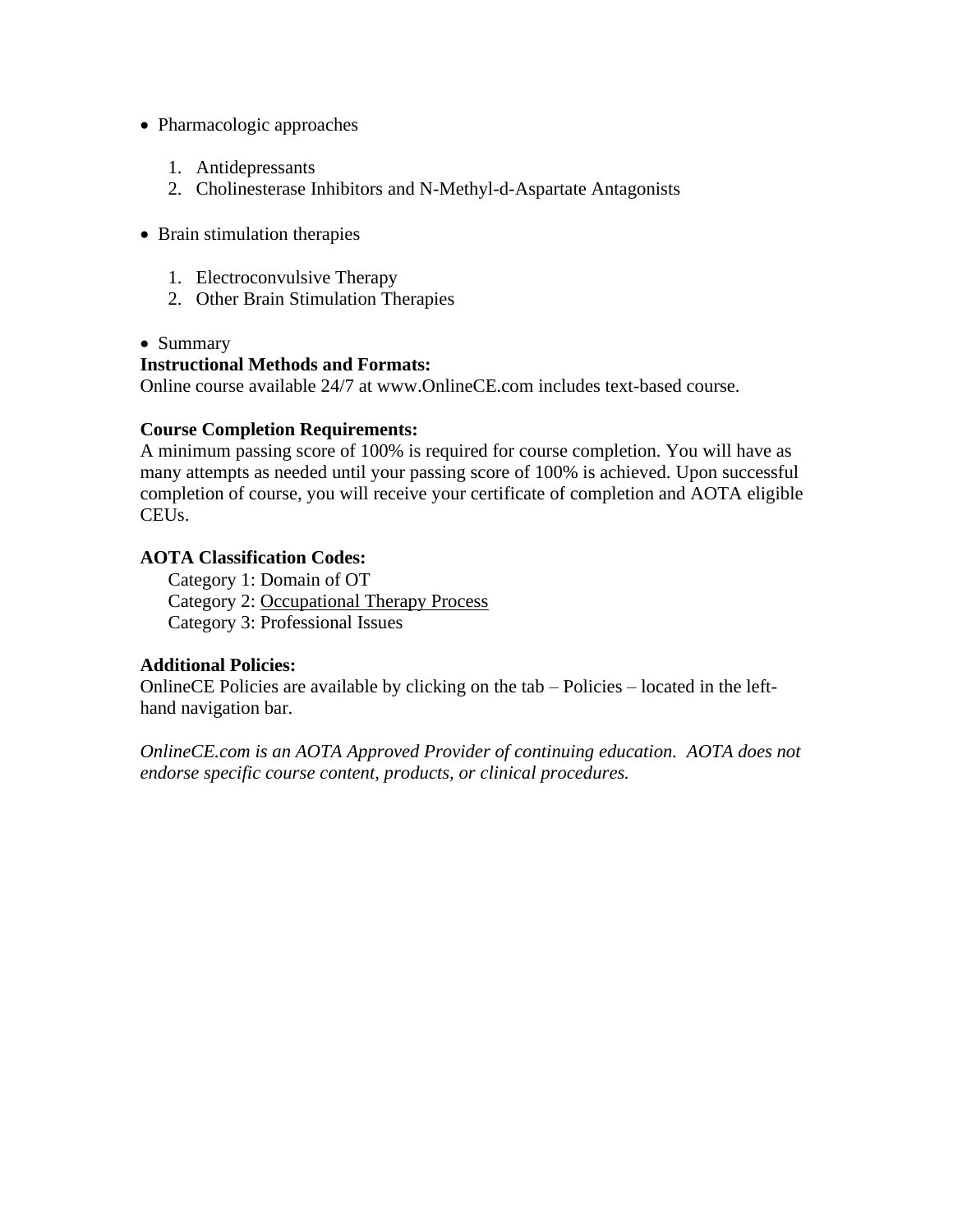- Pharmacologic approaches
    1. Antidepressants
    2. Cholinesterase Inhibitors and N-Methyl-d-Aspartate Antagonists

- Brain stimulation therapies
    1. Electroconvulsive Therapy
    2. Other Brain Stimulation Therapies

- Summary

**Instructional Methods and Formats:**
Online course available 24/7 at www.OnlineCE.com includes text-based course.

**Course Completion Requirements:**
A minimum passing score of 100% is required for course completion. You will have as many attempts as needed until your passing score of 100% is achieved. Upon successful completion of course, you will receive your certificate of completion and AOTA eligible CEUs.

**AOTA Classification Codes:**
Category 1: Domain of OT
Category 2: Occupational Therapy Process
Category 3: Professional Issues

**Additional Policies:**
OnlineCE Policies are available by clicking on the tab – Policies – located in the left-hand navigation bar.

*OnlineCE.com is an AOTA Approved Provider of continuing education. AOTA does not endorse specific course content, products, or clinical procedures.*